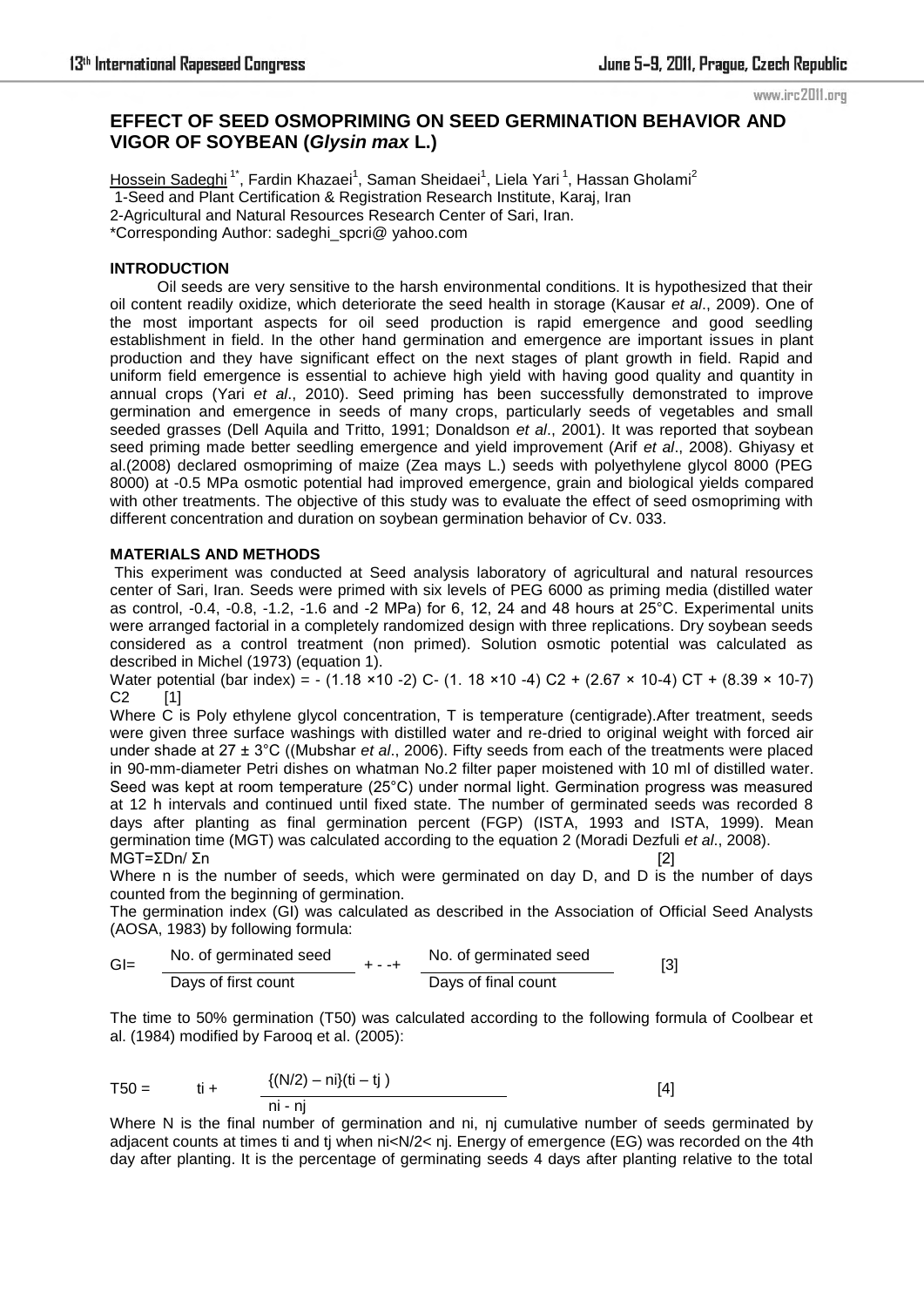# EFFECT OF SEED OSMOPRIMING ON SEED GERMINATION BEHAVIOR AND VIGOR OF SOYBEAN (*Glysin max* L.)

Hossein Sadeghi[1*], Fardin Khazaei[1], Saman Sheidaei[1], Liela Yari[1], Hassan Gholami[2]

1-Seed and Plant Certification & Registration Research Institute, Karaj, Iran

2-Agricultural and Natural Resources Research Center of Sari, Iran.

*Corresponding Author: sadeghi_spcri@ yahoo.com

## INTRODUCTION

Oil seeds are very sensitive to the harsh environmental conditions. It is hypothesized that their oil content readily oxidize, which deteriorate the seed health in storage (Kausar *et al*., 2009). One of the most important aspects for oil seed production is rapid emergence and good seedling establishment in field. In the other hand germination and emergence are important issues in plant production and they have significant effect on the next stages of plant growth in field. Rapid and uniform field emergence is essential to achieve high yield with having good quality and quantity in annual crops (Yari *et al*., 2010). Seed priming has been successfully demonstrated to improve germination and emergence in seeds of many crops, particularly seeds of vegetables and small seeded grasses (Dell Aquila and Tritto, 1991; Donaldson *et al*., 2001). It was reported that soybean seed priming made better seedling emergence and yield improvement (Arif *et al*., 2008). Ghiyasy et al.(2008) declared osmopriming of maize (Zea mays L.) seeds with polyethylene glycol 8000 (PEG 8000) at -0.5 MPa osmotic potential had improved emergence, grain and biological yields compared with other treatments. The objective of this study was to evaluate the effect of seed osmopriming with different concentration and duration on soybean germination behavior of Cv. 033.

## MATERIALS AND METHODS

This experiment was conducted at Seed analysis laboratory of agricultural and natural resources center of Sari, Iran. Seeds were primed with six levels of PEG 6000 as priming media (distilled water as control, -0.4, -0.8, -1.2, -1.6 and -2 MPa) for 6, 12, 24 and 48 hours at 25°C. Experimental units were arranged factorial in a completely randomized design with three replications. Dry soybean seeds considered as a control treatment (non primed). Solution osmotic potential was calculated as described in Michel (1973) (equation 1).

Water potential (bar index) $= -(1.18 \times 10^{-2})C - (1.18 \times 10^{-4})C^2 + (2.67 \times 10^{-4})CT + (8.39 \times 10^{-7})C^2$ [1]

Where C is Poly ethylene glycol concentration, T is temperature (centigrade).After treatment, seeds were given three surface washings with distilled water and re-dried to original weight with forced air under shade at 27 ± 3°C ((Mubshar *et al*., 2006). Fifty seeds from each of the treatments were placed in 90-mm-diameter Petri dishes on whatman No.2 filter paper moistened with 10 ml of distilled water. Seed was kept at room temperature (25°C) under normal light. Germination progress was measured at 12 h intervals and continued until fixed state. The number of germinated seeds was recorded 8 days after planting as final germination percent (FGP) (ISTA, 1993 and ISTA, 1999). Mean germination time (MGT) was calculated according to the equation 2 (Moradi Dezfuli *et al*., 2008).

$$MGT = \Sigma Dn / \Sigma n \quad [2]$$

Where n is the number of seeds, which were germinated on day D, and D is the number of days counted from the beginning of germination.

The germination index (GI) was calculated as described in the Association of Official Seed Analysts (AOSA, 1983) by following formula:

$$GI = \frac{\text{No. of germinated seed}}{\text{Days of first count}} + \cdots + \frac{\text{No. of germinated seed}}{\text{Days of final count}} \quad [3]$$

The time to 50% germination (T50) was calculated according to the following formula of Coolbear et al. (1984) modified by Farooq et al. (2005):

$$T50 = t_i + \frac{\{(N/2) - n_i\}(t_i - t_j)}{n_i - n_j} \quad [4]$$

Where N is the final number of germination and ni, nj cumulative number of seeds germinated by adjacent counts at times ti and tj when ni<N/2< nj. Energy of emergence (EG) was recorded on the 4th day after planting. It is the percentage of germinating seeds 4 days after planting relative to the total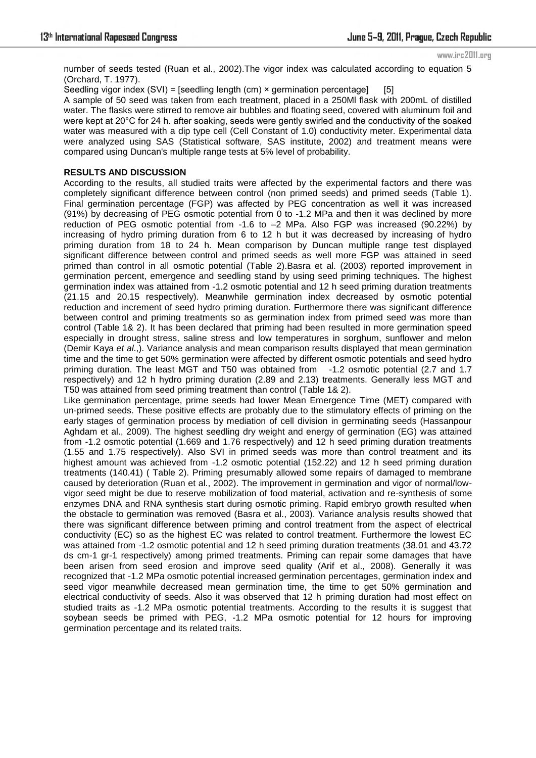number of seeds tested (Ruan et al., 2002).The vigor index was calculated according to equation 5 (Orchard, T. 1977).

Seedling vigor index (SVI) = [seedling length (cm) × germination percentage]  [5]

A sample of 50 seed was taken from each treatment, placed in a 250Ml flask with 200mL of distilled water. The flasks were stirred to remove air bubbles and floating seed, covered with aluminum foil and were kept at 20°C for 24 h. after soaking, seeds were gently swirled and the conductivity of the soaked water was measured with a dip type cell (Cell Constant of 1.0) conductivity meter. Experimental data were analyzed using SAS (Statistical software, SAS institute, 2002) and treatment means were compared using Duncan's multiple range tests at 5% level of probability.

**RESULTS AND DISCUSSION**

According to the results, all studied traits were affected by the experimental factors and there was completely significant difference between control (non primed seeds) and primed seeds (Table 1). Final germination percentage (FGP) was affected by PEG concentration as well it was increased (91%) by decreasing of PEG osmotic potential from 0 to -1.2 MPa and then it was declined by more reduction of PEG osmotic potential from -1.6 to –2 MPa. Also FGP was increased (90.22%) by increasing of hydro priming duration from 6 to 12 h but it was decreased by increasing of hydro priming duration from 18 to 24 h. Mean comparison by Duncan multiple range test displayed significant difference between control and primed seeds as well more FGP was attained in seed primed than control in all osmotic potential (Table 2).Basra et al. (2003) reported improvement in germination percent, emergence and seedling stand by using seed priming techniques. The highest germination index was attained from -1.2 osmotic potential and 12 h seed priming duration treatments (21.15 and 20.15 respectively). Meanwhile germination index decreased by osmotic potential reduction and increment of seed hydro priming duration. Furthermore there was significant difference between control and priming treatments so as germination index from primed seed was more than control (Table 1& 2). It has been declared that priming had been resulted in more germination speed especially in drought stress, saline stress and low temperatures in sorghum, sunflower and melon (Demir Kaya *et al*.,). Variance analysis and mean comparison results displayed that mean germination time and the time to get 50% germination were affected by different osmotic potentials and seed hydro priming duration. The least MGT and T50 was obtained from -1.2 osmotic potential (2.7 and 1.7 respectively) and 12 h hydro priming duration (2.89 and 2.13) treatments. Generally less MGT and T50 was attained from seed priming treatment than control (Table 1& 2).

Like germination percentage, prime seeds had lower Mean Emergence Time (MET) compared with un-primed seeds. These positive effects are probably due to the stimulatory effects of priming on the early stages of germination process by mediation of cell division in germinating seeds (Hassanpour Aghdam et al., 2009). The highest seedling dry weight and energy of germination (EG) was attained from -1.2 osmotic potential (1.669 and 1.76 respectively) and 12 h seed priming duration treatments (1.55 and 1.75 respectively). Also SVI in primed seeds was more than control treatment and its highest amount was achieved from -1.2 osmotic potential (152.22) and 12 h seed priming duration treatments (140.41) ( Table 2). Priming presumably allowed some repairs of damaged to membrane caused by deterioration (Ruan et al., 2002). The improvement in germination and vigor of normal/low-vigor seed might be due to reserve mobilization of food material, activation and re-synthesis of some enzymes DNA and RNA synthesis start during osmotic priming. Rapid embryo growth resulted when the obstacle to germination was removed (Basra et al., 2003). Variance analysis results showed that there was significant difference between priming and control treatment from the aspect of electrical conductivity (EC) so as the highest EC was related to control treatment. Furthermore the lowest EC was attained from -1.2 osmotic potential and 12 h seed priming duration treatments (38.01 and 43.72 ds cm-1 gr-1 respectively) among primed treatments. Priming can repair some damages that have been arisen from seed erosion and improve seed quality (Arif et al., 2008). Generally it was recognized that -1.2 MPa osmotic potential increased germination percentages, germination index and seed vigor meanwhile decreased mean germination time, the time to get 50% germination and electrical conductivity of seeds. Also it was observed that 12 h priming duration had most effect on studied traits as -1.2 MPa osmotic potential treatments. According to the results it is suggest that soybean seeds be primed with PEG, -1.2 MPa osmotic potential for 12 hours for improving germination percentage and its related traits.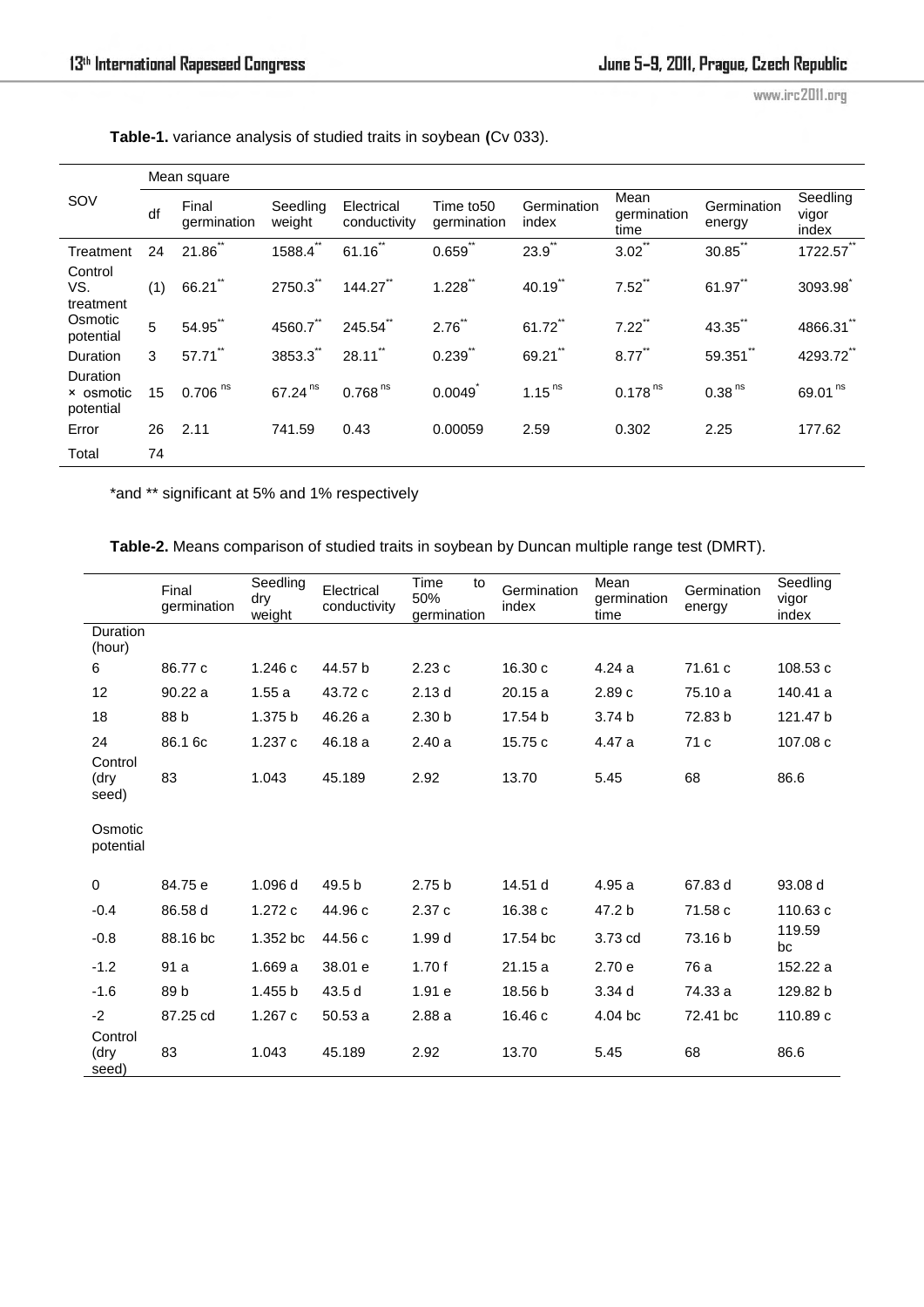**Table-1.** variance analysis of studied traits in soybean **(**Cv 033).

| SOV | Mean square | | | | | | | | |
|---|---|---|---|---|---|---|---|---|---|
| | df | Final germination | Seedling weight | Electrical conductivity | Time to50 germination | Germination index | Mean germination time | Germination energy | Seedling vigor index |
| Treatment | 24 | 21.86** | 1588.4** | 61.16** | 0.659** | 23.9** | 3.02** | 30.85** | 1722.57** |
| Control VS. treatment | (1) | 66.21** | 2750.3** | 144.27** | 1.228** | 40.19** | 7.52** | 61.97** | 3093.98* |
| Osmotic potential | 5 | 54.95** | 4560.7** | 245.54** | 2.76** | 61.72** | 7.22** | 43.35** | 4866.31** |
| Duration | 3 | 57.71** | 3853.3** | 28.11** | 0.239** | 69.21** | 8.77** | 59.351** | 4293.72** |
| Duration × osmotic potential | 15 | 0.706 ns | 67.24 ns | 0.768 ns | 0.0049* | 1.15 ns | 0.178 ns | 0.38 ns | 69.01 ns |
| Error | 26 | 2.11 | 741.59 | 0.43 | 0.00059 | 2.59 | 0.302 | 2.25 | 177.62 |
| Total | 74 | | | | | | | | |

*and ** significant at 5% and 1% respectively

**Table-2.** Means comparison of studied traits in soybean by Duncan multiple range test (DMRT).

| | Final germination | Seedling dry weight | Electrical conductivity | Time to 50% germination | Germination index | Mean germination time | Germination energy | Seedling vigor index |
|---|---|---|---|---|---|---|---|---|
| Duration (hour) | | | | | | | | |
| 6 | 86.77 c | 1.246 c | 44.57 b | 2.23 c | 16.30 c | 4.24 a | 71.61 c | 108.53 c |
| 12 | 90.22 a | 1.55 a | 43.72 c | 2.13 d | 20.15 a | 2.89 c | 75.10 a | 140.41 a |
| 18 | 88 b | 1.375 b | 46.26 a | 2.30 b | 17.54 b | 3.74 b | 72.83 b | 121.47 b |
| 24 | 86.1 6c | 1.237 c | 46.18 a | 2.40 a | 15.75 c | 4.47 a | 71 c | 107.08 c |
| Control (dry seed) | 83 | 1.043 | 45.189 | 2.92 | 13.70 | 5.45 | 68 | 86.6 |
| Osmotic potential | | | | | | | | |
| 0 | 84.75 e | 1.096 d | 49.5 b | 2.75 b | 14.51 d | 4.95 a | 67.83 d | 93.08 d |
| -0.4 | 86.58 d | 1.272 c | 44.96 c | 2.37 c | 16.38 c | 47.2 b | 71.58 c | 110.63 c |
| -0.8 | 88.16 bc | 1.352 bc | 44.56 c | 1.99 d | 17.54 bc | 3.73 cd | 73.16 b | 119.59 bc |
| -1.2 | 91 a | 1.669 a | 38.01 e | 1.70 f | 21.15 a | 2.70 e | 76 a | 152.22 a |
| -1.6 | 89 b | 1.455 b | 43.5 d | 1.91 e | 18.56 b | 3.34 d | 74.33 a | 129.82 b |
| -2 | 87.25 cd | 1.267 c | 50.53 a | 2.88 a | 16.46 c | 4.04 bc | 72.41 bc | 110.89 c |
| Control (dry seed) | 83 | 1.043 | 45.189 | 2.92 | 13.70 | 5.45 | 68 | 86.6 |